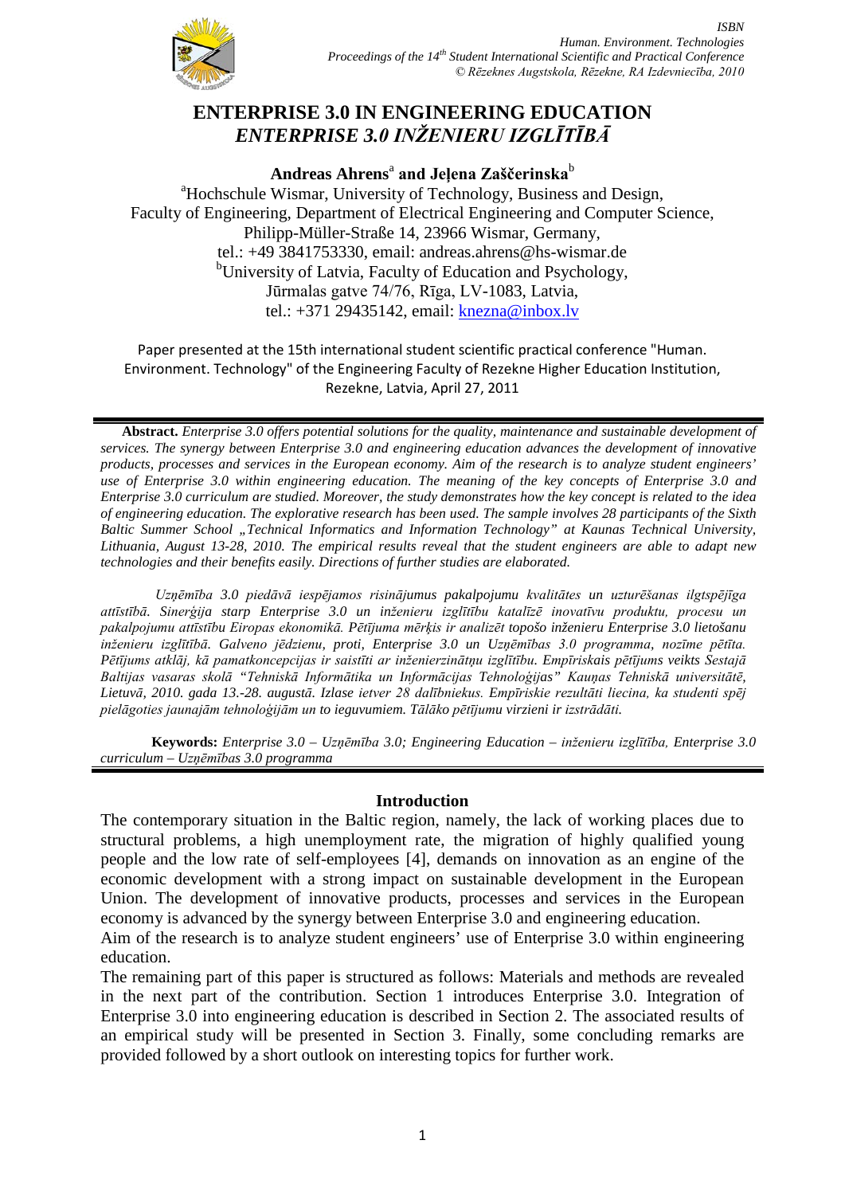# ENTERPRISE 3.0 IN ENGINEERING EDUCATION
## *ENTERPRISE 3.0 INŽENIERU IZGLĪTĪBĀ*

**Andreas Ahrens**[a] **and Jeļena Zaščerinska**[b]

[a]Hochschule Wismar, University of Technology, Business and Design,
Faculty of Engineering, Department of Electrical Engineering and Computer Science,
Philipp-Müller-Straße 14, 23966 Wismar, Germany,
tel.: +49 3841753330, email: andreas.ahrens@hs-wismar.de
[b]University of Latvia, Faculty of Education and Psychology,
Jūrmalas gatve 74/76, Rīga, LV-1083, Latvia,
tel.: +371 29435142, email: knezna@inbox.lv

Paper presented at the 15th international student scientific practical conference "Human. Environment. Technology" of the Engineering Faculty of Rezekne Higher Education Institution, Rezekne, Latvia, April 27, 2011

**Abstract.** *Enterprise 3.0 offers potential solutions for the quality, maintenance and sustainable development of services. The synergy between Enterprise 3.0 and engineering education advances the development of innovative products, processes and services in the European economy. Aim of the research is to analyze student engineers' use of Enterprise 3.0 within engineering education. The meaning of the key concepts of Enterprise 3.0 and Enterprise 3.0 curriculum are studied. Moreover, the study demonstrates how the key concept is related to the idea of engineering education. The explorative research has been used. The sample involves 28 participants of the Sixth Baltic Summer School „Technical Informatics and Information Technology" at Kaunas Technical University, Lithuania, August 13-28, 2010. The empirical results reveal that the student engineers are able to adapt new technologies and their benefits easily. Directions of further studies are elaborated.*

*Uzņēmība 3.0 piedāvā iespējamos risinājumus pakalpojumu kvalitātes un uzturēšanas ilgtspējīga attīstībā. Sinerģija starp Enterprise 3.0 un inženieru izglītību katalīzē inovatīvu produktu, procesu un pakalpojumu attīstību Eiropas ekonomikā. Pētījuma mērķis ir analizēt topošo inženieru Enterprise 3.0 lietošanu inženieru izglītībā. Galveno jēdzienu, proti, Enterprise 3.0 un Uzņēmības 3.0 programma, nozīme pētīta. Pētījums atklāj, kā pamatkoncepcijas ir saistīti ar inženierzinātņu izglītību. Empīriskais pētījums veikts Sestajā Baltijas vasaras skolā "Tehniskā Informātika un Informācijas Tehnoloģijas" Kauņas Tehniskā universitātē, Lietuvā, 2010. gada 13.-28. augustā. Izlase ietver 28 dalībniekus. Empīriskie rezultāti liecina, ka studenti spēj pielāgoties jaunajām tehnoloģijām un to ieguvumiem. Tālāko pētījumu virzieni ir izstrādāti.*

**Keywords:** *Enterprise 3.0 – Uzņēmība 3.0; Engineering Education – inženieru izglītība, Enterprise 3.0 curriculum – Uzņēmības 3.0 programma*

## Introduction

The contemporary situation in the Baltic region, namely, the lack of working places due to structural problems, a high unemployment rate, the migration of highly qualified young people and the low rate of self-employees [4], demands on innovation as an engine of the economic development with a strong impact on sustainable development in the European Union. The development of innovative products, processes and services in the European economy is advanced by the synergy between Enterprise 3.0 and engineering education.

Aim of the research is to analyze student engineers' use of Enterprise 3.0 within engineering education.

The remaining part of this paper is structured as follows: Materials and methods are revealed in the next part of the contribution. Section 1 introduces Enterprise 3.0. Integration of Enterprise 3.0 into engineering education is described in Section 2. The associated results of an empirical study will be presented in Section 3. Finally, some concluding remarks are provided followed by a short outlook on interesting topics for further work.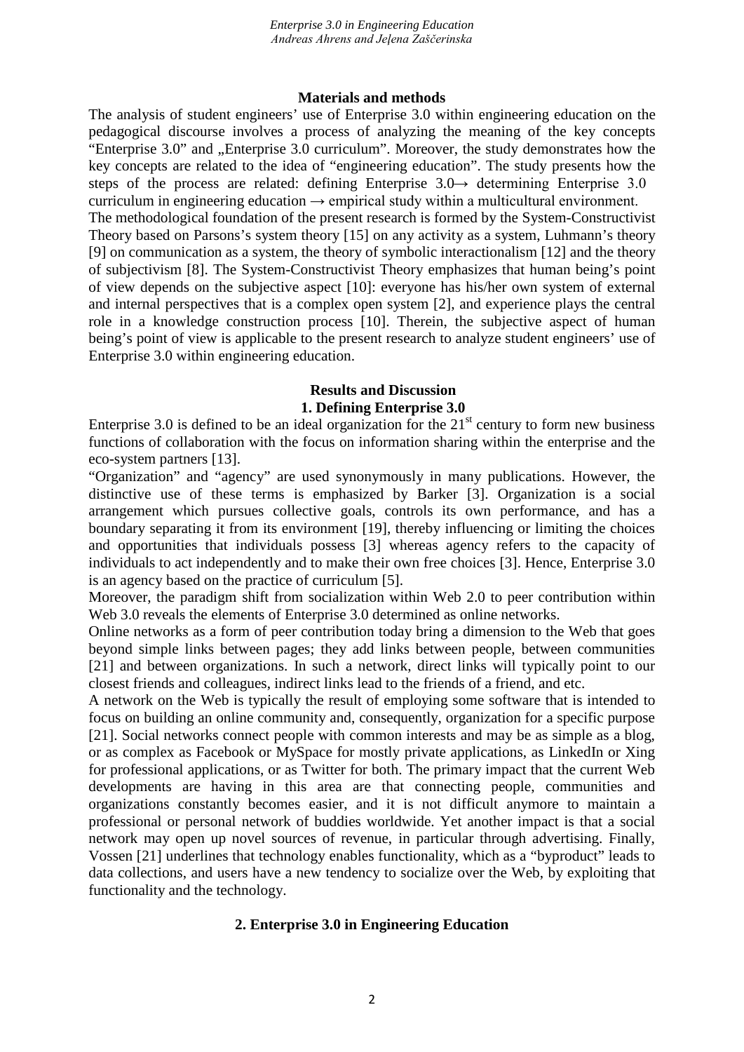## Materials and methods

The analysis of student engineers' use of Enterprise 3.0 within engineering education on the pedagogical discourse involves a process of analyzing the meaning of the key concepts "Enterprise 3.0" and „Enterprise 3.0 curriculum". Moreover, the study demonstrates how the key concepts are related to the idea of "engineering education". The study presents how the steps of the process are related: defining Enterprise 3.0→ determining Enterprise 3.0 curriculum in engineering education → empirical study within a multicultural environment.

The methodological foundation of the present research is formed by the System-Constructivist Theory based on Parsons's system theory [15] on any activity as a system, Luhmann's theory [9] on communication as a system, the theory of symbolic interactionalism [12] and the theory of subjectivism [8]. The System-Constructivist Theory emphasizes that human being's point of view depends on the subjective aspect [10]: everyone has his/her own system of external and internal perspectives that is a complex open system [2], and experience plays the central role in a knowledge construction process [10]. Therein, the subjective aspect of human being's point of view is applicable to the present research to analyze student engineers' use of Enterprise 3.0 within engineering education.

## Results and Discussion

### 1. Defining Enterprise 3.0

Enterprise 3.0 is defined to be an ideal organization for the 21st century to form new business functions of collaboration with the focus on information sharing within the enterprise and the eco-system partners [13].

"Organization" and "agency" are used synonymously in many publications. However, the distinctive use of these terms is emphasized by Barker [3]. Organization is a social arrangement which pursues collective goals, controls its own performance, and has a boundary separating it from its environment [19], thereby influencing or limiting the choices and opportunities that individuals possess [3] whereas agency refers to the capacity of individuals to act independently and to make their own free choices [3]. Hence, Enterprise 3.0 is an agency based on the practice of curriculum [5].

Moreover, the paradigm shift from socialization within Web 2.0 to peer contribution within Web 3.0 reveals the elements of Enterprise 3.0 determined as online networks.

Online networks as a form of peer contribution today bring a dimension to the Web that goes beyond simple links between pages; they add links between people, between communities [21] and between organizations. In such a network, direct links will typically point to our closest friends and colleagues, indirect links lead to the friends of a friend, and etc.

A network on the Web is typically the result of employing some software that is intended to focus on building an online community and, consequently, organization for a specific purpose [21]. Social networks connect people with common interests and may be as simple as a blog, or as complex as Facebook or MySpace for mostly private applications, as LinkedIn or Xing for professional applications, or as Twitter for both. The primary impact that the current Web developments are having in this area are that connecting people, communities and organizations constantly becomes easier, and it is not difficult anymore to maintain a professional or personal network of buddies worldwide. Yet another impact is that a social network may open up novel sources of revenue, in particular through advertising. Finally, Vossen [21] underlines that technology enables functionality, which as a "byproduct" leads to data collections, and users have a new tendency to socialize over the Web, by exploiting that functionality and the technology.

### 2. Enterprise 3.0 in Engineering Education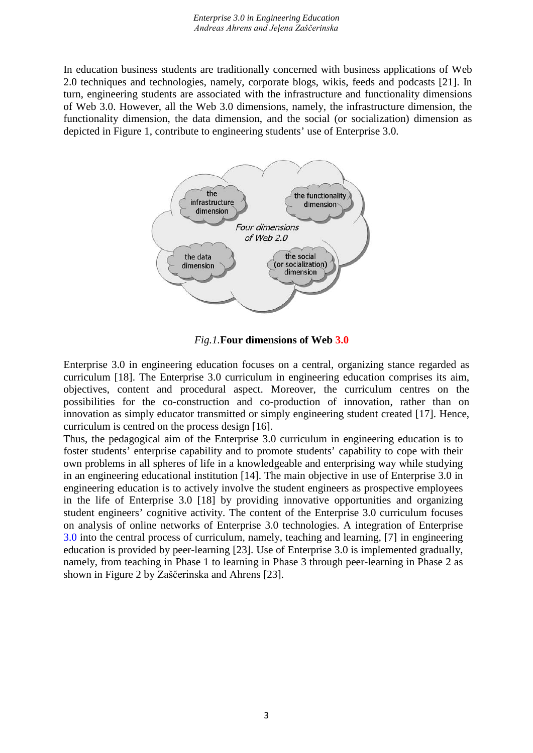In education business students are traditionally concerned with business applications of Web 2.0 techniques and technologies, namely, corporate blogs, wikis, feeds and podcasts [21]. In turn, engineering students are associated with the infrastructure and functionality dimensions of Web 3.0. However, all the Web 3.0 dimensions, namely, the infrastructure dimension, the functionality dimension, the data dimension, and the social (or socialization) dimension as depicted in Figure 1, contribute to engineering students' use of Enterprise 3.0.

the infrastructure dimension

the functionality dimension

*Four dimensions of Web 2.0*

the data dimension

the social (or socialization) dimension

*Fig.1.***Four dimensions of Web 3.0**

Enterprise 3.0 in engineering education focuses on a central, organizing stance regarded as curriculum [18]. The Enterprise 3.0 curriculum in engineering education comprises its aim, objectives, content and procedural aspect. Moreover, the curriculum centres on the possibilities for the co-construction and co-production of innovation, rather than on innovation as simply educator transmitted or simply engineering student created [17]. Hence, curriculum is centred on the process design [16].

Thus, the pedagogical aim of the Enterprise 3.0 curriculum in engineering education is to foster students' enterprise capability and to promote students' capability to cope with their own problems in all spheres of life in a knowledgeable and enterprising way while studying in an engineering educational institution [14]. The main objective in use of Enterprise 3.0 in engineering education is to actively involve the student engineers as prospective employees in the life of Enterprise 3.0 [18] by providing innovative opportunities and organizing student engineers' cognitive activity. The content of the Enterprise 3.0 curriculum focuses on analysis of online networks of Enterprise 3.0 technologies. A integration of Enterprise 3.0 into the central process of curriculum, namely, teaching and learning, [7] in engineering education is provided by peer-learning [23]. Use of Enterprise 3.0 is implemented gradually, namely, from teaching in Phase 1 to learning in Phase 3 through peer-learning in Phase 2 as shown in Figure 2 by Zaščerinska and Ahrens [23].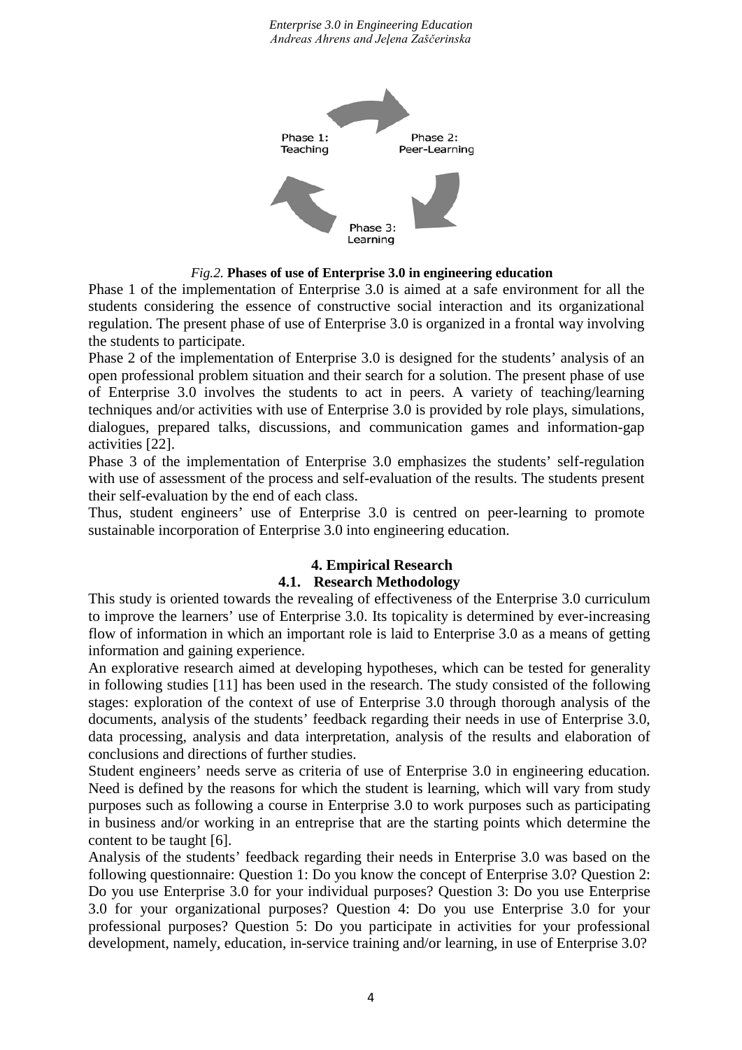*Fig.2.* **Phases of use of Enterprise 3.0 in engineering education**

Phase 1 of the implementation of Enterprise 3.0 is aimed at a safe environment for all the students considering the essence of constructive social interaction and its organizational regulation. The present phase of use of Enterprise 3.0 is organized in a frontal way involving the students to participate.

Phase 2 of the implementation of Enterprise 3.0 is designed for the students' analysis of an open professional problem situation and their search for a solution. The present phase of use of Enterprise 3.0 involves the students to act in peers. A variety of teaching/learning techniques and/or activities with use of Enterprise 3.0 is provided by role plays, simulations, dialogues, prepared talks, discussions, and communication games and information-gap activities [22].

Phase 3 of the implementation of Enterprise 3.0 emphasizes the students' self-regulation with use of assessment of the process and self-evaluation of the results. The students present their self-evaluation by the end of each class.

Thus, student engineers' use of Enterprise 3.0 is centred on peer-learning to promote sustainable incorporation of Enterprise 3.0 into engineering education.

## 4. Empirical Research

### 4.1. Research Methodology

This study is oriented towards the revealing of effectiveness of the Enterprise 3.0 curriculum to improve the learners' use of Enterprise 3.0. Its topicality is determined by ever-increasing flow of information in which an important role is laid to Enterprise 3.0 as a means of getting information and gaining experience.

An explorative research aimed at developing hypotheses, which can be tested for generality in following studies [11] has been used in the research. The study consisted of the following stages: exploration of the context of use of Enterprise 3.0 through thorough analysis of the documents, analysis of the students' feedback regarding their needs in use of Enterprise 3.0, data processing, analysis and data interpretation, analysis of the results and elaboration of conclusions and directions of further studies.

Student engineers' needs serve as criteria of use of Enterprise 3.0 in engineering education. Need is defined by the reasons for which the student is learning, which will vary from study purposes such as following a course in Enterprise 3.0 to work purposes such as participating in business and/or working in an entreprise that are the starting points which determine the content to be taught [6].

Analysis of the students' feedback regarding their needs in Enterprise 3.0 was based on the following questionnaire: Question 1: Do you know the concept of Enterprise 3.0? Question 2: Do you use Enterprise 3.0 for your individual purposes? Question 3: Do you use Enterprise 3.0 for your organizational purposes? Question 4: Do you use Enterprise 3.0 for your professional purposes? Question 5: Do you participate in activities for your professional development, namely, education, in-service training and/or learning, in use of Enterprise 3.0?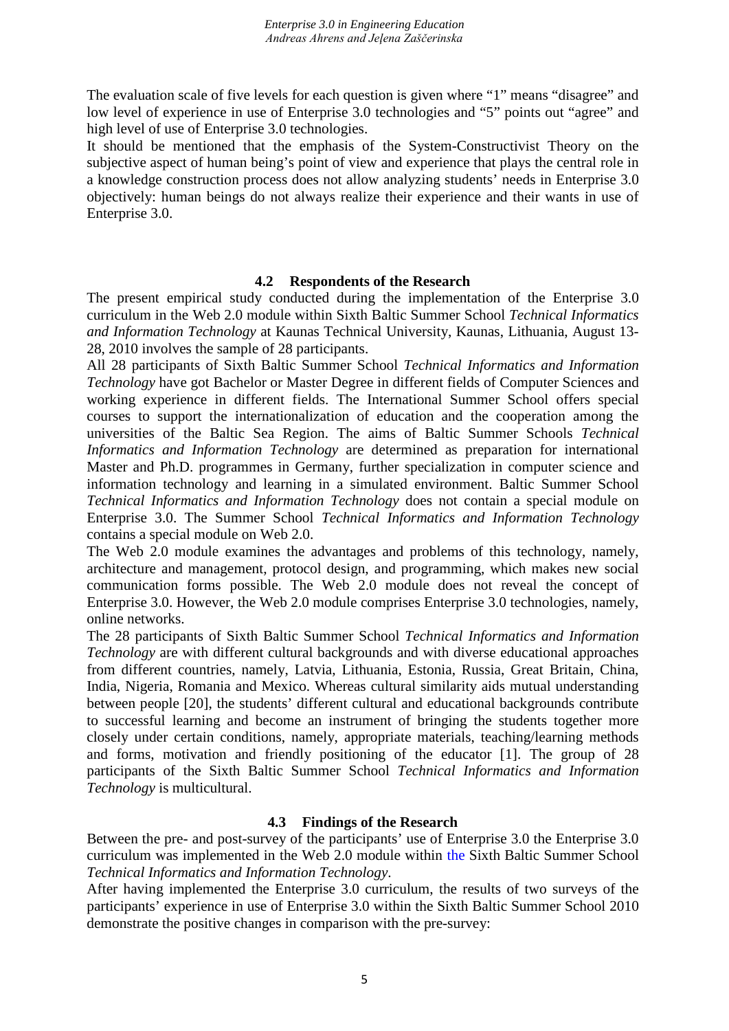The evaluation scale of five levels for each question is given where "1" means "disagree" and low level of experience in use of Enterprise 3.0 technologies and "5" points out "agree" and high level of use of Enterprise 3.0 technologies.

It should be mentioned that the emphasis of the System-Constructivist Theory on the subjective aspect of human being's point of view and experience that plays the central role in a knowledge construction process does not allow analyzing students' needs in Enterprise 3.0 objectively: human beings do not always realize their experience and their wants in use of Enterprise 3.0.

### 4.2 Respondents of the Research

The present empirical study conducted during the implementation of the Enterprise 3.0 curriculum in the Web 2.0 module within Sixth Baltic Summer School *Technical Informatics and Information Technology* at Kaunas Technical University, Kaunas, Lithuania, August 13-28, 2010 involves the sample of 28 participants.

All 28 participants of Sixth Baltic Summer School *Technical Informatics and Information Technology* have got Bachelor or Master Degree in different fields of Computer Sciences and working experience in different fields. The International Summer School offers special courses to support the internationalization of education and the cooperation among the universities of the Baltic Sea Region. The aims of Baltic Summer Schools *Technical Informatics and Information Technology* are determined as preparation for international Master and Ph.D. programmes in Germany, further specialization in computer science and information technology and learning in a simulated environment. Baltic Summer School *Technical Informatics and Information Technology* does not contain a special module on Enterprise 3.0. The Summer School *Technical Informatics and Information Technology* contains a special module on Web 2.0.

The Web 2.0 module examines the advantages and problems of this technology, namely, architecture and management, protocol design, and programming, which makes new social communication forms possible. The Web 2.0 module does not reveal the concept of Enterprise 3.0. However, the Web 2.0 module comprises Enterprise 3.0 technologies, namely, online networks.

The 28 participants of Sixth Baltic Summer School *Technical Informatics and Information Technology* are with different cultural backgrounds and with diverse educational approaches from different countries, namely, Latvia, Lithuania, Estonia, Russia, Great Britain, China, India, Nigeria, Romania and Mexico. Whereas cultural similarity aids mutual understanding between people [20], the students' different cultural and educational backgrounds contribute to successful learning and become an instrument of bringing the students together more closely under certain conditions, namely, appropriate materials, teaching/learning methods and forms, motivation and friendly positioning of the educator [1]. The group of 28 participants of the Sixth Baltic Summer School *Technical Informatics and Information Technology* is multicultural.

### 4.3 Findings of the Research

Between the pre- and post-survey of the participants' use of Enterprise 3.0 the Enterprise 3.0 curriculum was implemented in the Web 2.0 module within the Sixth Baltic Summer School *Technical Informatics and Information Technology*.

After having implemented the Enterprise 3.0 curriculum, the results of two surveys of the participants' experience in use of Enterprise 3.0 within the Sixth Baltic Summer School 2010 demonstrate the positive changes in comparison with the pre-survey: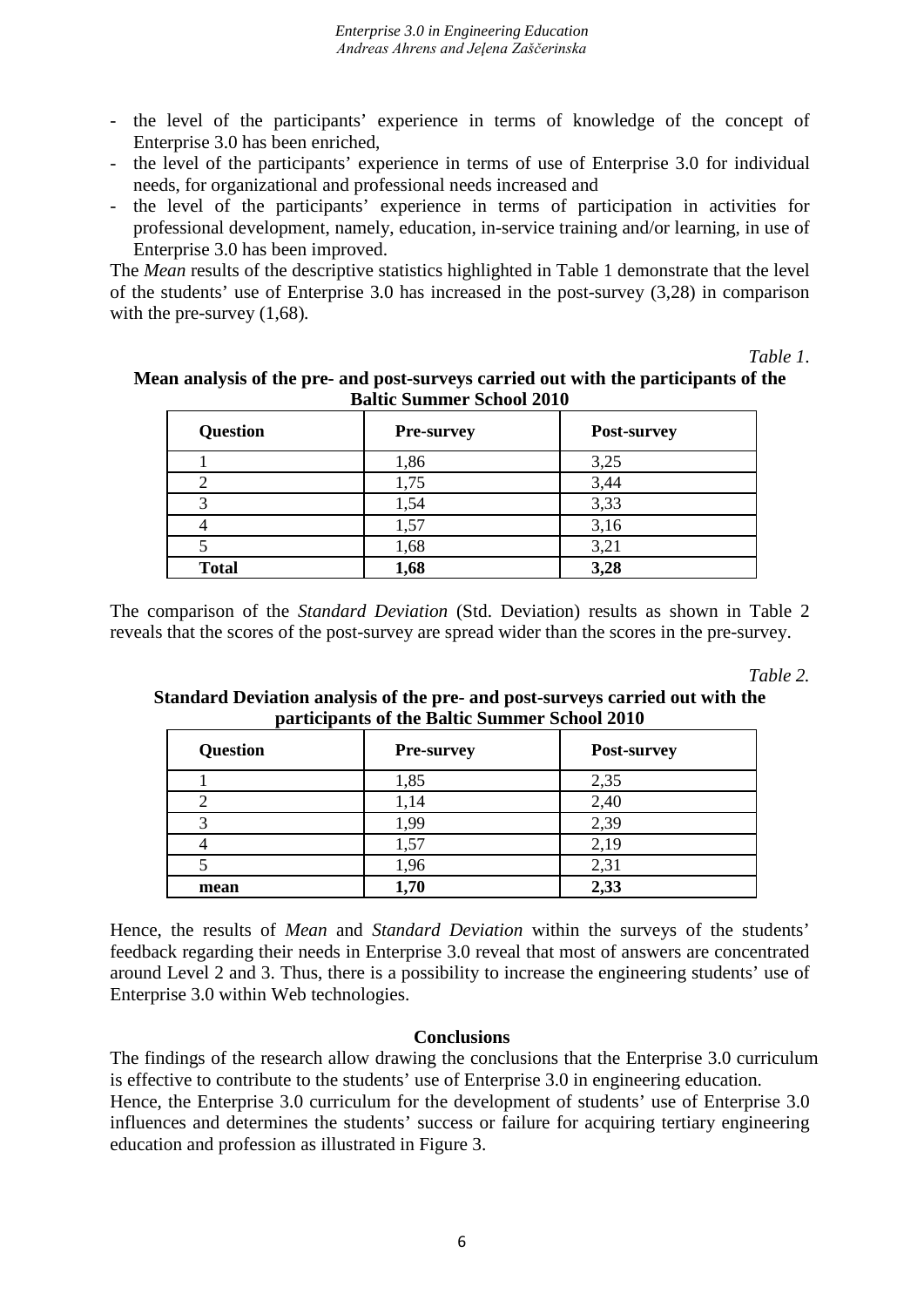- the level of the participants' experience in terms of knowledge of the concept of Enterprise 3.0 has been enriched,
- the level of the participants' experience in terms of use of Enterprise 3.0 for individual needs, for organizational and professional needs increased and
- the level of the participants' experience in terms of participation in activities for professional development, namely, education, in-service training and/or learning, in use of Enterprise 3.0 has been improved.

The *Mean* results of the descriptive statistics highlighted in Table 1 demonstrate that the level of the students' use of Enterprise 3.0 has increased in the post-survey (3,28) in comparison with the pre-survey (1,68).

*Table 1.*

**Mean analysis of the pre- and post-surveys carried out with the participants of the Baltic Summer School 2010**

| Question | Pre-survey | Post-survey |
|---|---|---|
| 1 | 1,86 | 3,25 |
| 2 | 1,75 | 3,44 |
| 3 | 1,54 | 3,33 |
| 4 | 1,57 | 3,16 |
| 5 | 1,68 | 3,21 |
| **Total** | **1,68** | **3,28** |

The comparison of the *Standard Deviation* (Std. Deviation) results as shown in Table 2 reveals that the scores of the post-survey are spread wider than the scores in the pre-survey.

*Table 2.*

**Standard Deviation analysis of the pre- and post-surveys carried out with the participants of the Baltic Summer School 2010**

| Question | Pre-survey | Post-survey |
|---|---|---|
| 1 | 1,85 | 2,35 |
| 2 | 1,14 | 2,40 |
| 3 | 1,99 | 2,39 |
| 4 | 1,57 | 2,19 |
| 5 | 1,96 | 2,31 |
| **mean** | **1,70** | **2,33** |

Hence, the results of *Mean* and *Standard Deviation* within the surveys of the students' feedback regarding their needs in Enterprise 3.0 reveal that most of answers are concentrated around Level 2 and 3. Thus, there is a possibility to increase the engineering students' use of Enterprise 3.0 within Web technologies.

## Conclusions

The findings of the research allow drawing the conclusions that the Enterprise 3.0 curriculum is effective to contribute to the students' use of Enterprise 3.0 in engineering education.
Hence, the Enterprise 3.0 curriculum for the development of students' use of Enterprise 3.0 influences and determines the students' success or failure for acquiring tertiary engineering education and profession as illustrated in Figure 3.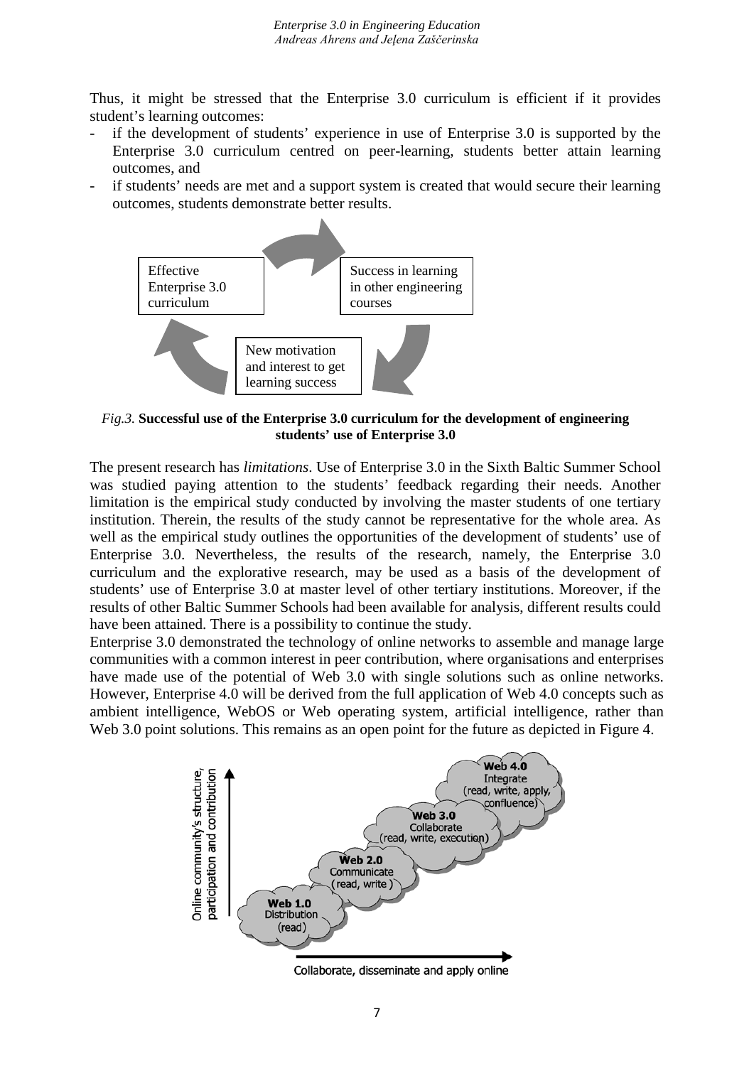Thus, it might be stressed that the Enterprise 3.0 curriculum is efficient if it provides student's learning outcomes:

- if the development of students' experience in use of Enterprise 3.0 is supported by the Enterprise 3.0 curriculum centred on peer-learning, students better attain learning outcomes, and
- if students' needs are met and a support system is created that would secure their learning outcomes, students demonstrate better results.

Effective Enterprise 3.0 curriculum

Success in learning in other engineering courses

New motivation and interest to get learning success

*Fig.3.* **Successful use of the Enterprise 3.0 curriculum for the development of engineering students' use of Enterprise 3.0**

The present research has *limitations*. Use of Enterprise 3.0 in the Sixth Baltic Summer School was studied paying attention to the students' feedback regarding their needs. Another limitation is the empirical study conducted by involving the master students of one tertiary institution. Therein, the results of the study cannot be representative for the whole area. As well as the empirical study outlines the opportunities of the development of students' use of Enterprise 3.0. Nevertheless, the results of the research, namely, the Enterprise 3.0 curriculum and the explorative research, may be used as a basis of the development of students' use of Enterprise 3.0 at master level of other tertiary institutions. Moreover, if the results of other Baltic Summer Schools had been available for analysis, different results could have been attained. There is a possibility to continue the study.

Enterprise 3.0 demonstrated the technology of online networks to assemble and manage large communities with a common interest in peer contribution, where organisations and enterprises have made use of the potential of Web 3.0 with single solutions such as online networks. However, Enterprise 4.0 will be derived from the full application of Web 4.0 concepts such as ambient intelligence, WebOS or Web operating system, artificial intelligence, rather than Web 3.0 point solutions. This remains as an open point for the future as depicted in Figure 4.

Online community's structure, participation and contribution

Web 4.0 Integrate (read, write, apply, confluence)

Web 3.0 Collaborate (read, write, execution)

Web 2.0 Communicate (read, write)

Web 1.0 Distribution (read)

Collaborate, disseminate and apply online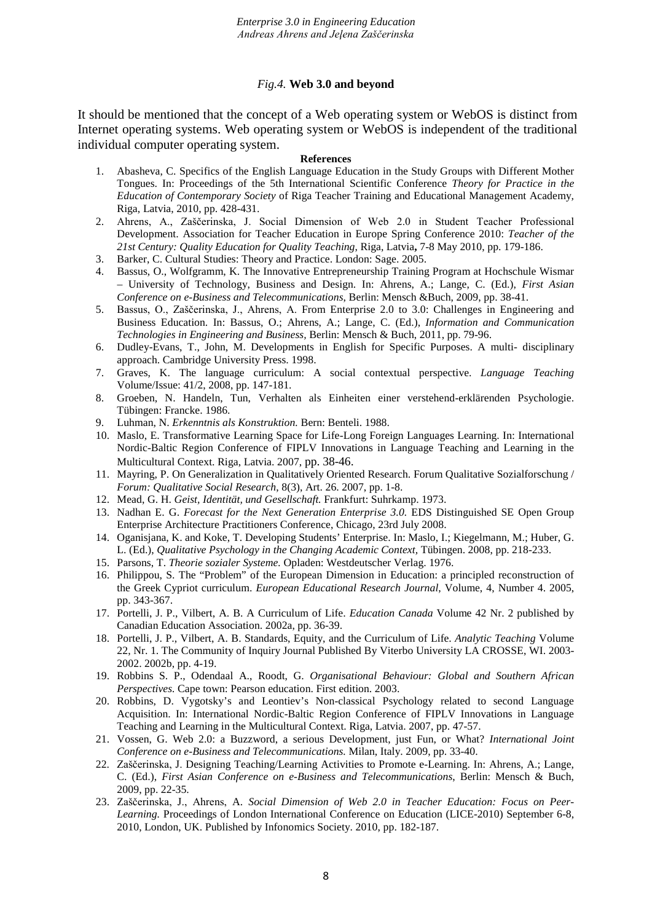*Fig.4.* **Web 3.0 and beyond**

It should be mentioned that the concept of a Web operating system or WebOS is distinct from Internet operating systems. Web operating system or WebOS is independent of the traditional individual computer operating system.

**References**

1. Abasheva, C. Specifics of the English Language Education in the Study Groups with Different Mother Tongues. In: Proceedings of the 5th International Scientific Conference *Theory for Practice in the Education of Contemporary Society* of Riga Teacher Training and Educational Management Academy, Riga, Latvia, 2010, pp. 428-431.
2. Ahrens, A., Zaščerinska, J. Social Dimension of Web 2.0 in Student Teacher Professional Development. Association for Teacher Education in Europe Spring Conference 2010: *Teacher of the 21st Century: Quality Education for Quality Teaching*, Riga, Latvia**,** 7-8 May 2010, pp. 179-186.
3. Barker, C. Cultural Studies: Theory and Practice. London: Sage. 2005.
4. Bassus, O., Wolfgramm, K. The Innovative Entrepreneurship Training Program at Hochschule Wismar – University of Technology, Business and Design. In: Ahrens, A.; Lange, C. (Ed.), *First Asian Conference on e-Business and Telecommunications*, Berlin: Mensch &Buch, 2009, pp. 38-41.
5. Bassus, O., Zaščerinska, J., Ahrens, A. From Enterprise 2.0 to 3.0: Challenges in Engineering and Business Education. In: Bassus, O.; Ahrens, A.; Lange, C. (Ed.), *Information and Communication Technologies in Engineering and Business*, Berlin: Mensch & Buch, 2011, pp. 79-96.
6. Dudley-Evans, T., John, M. Developments in English for Specific Purposes. A multi- disciplinary approach. Cambridge University Press. 1998.
7. Graves, K. The language curriculum: A social contextual perspective. *Language Teaching* Volume/Issue: 41/2, 2008, pp. 147-181.
8. Groeben, N. Handeln, Tun, Verhalten als Einheiten einer verstehend-erklärenden Psychologie. Tübingen: Francke. 1986.
9. Luhman, N. *Erkenntnis als Konstruktion.* Bern: Benteli. 1988.
10. Maslo, E. Transformative Learning Space for Life-Long Foreign Languages Learning. In: International Nordic-Baltic Region Conference of FIPLV Innovations in Language Teaching and Learning in the Multicultural Context. Riga, Latvia. 2007, pp. 38-46.
11. Mayring, P. On Generalization in Qualitatively Oriented Research. Forum Qualitative Sozialforschung / *Forum: Qualitative Social Research*, 8(3), Art. 26. 2007, pp. 1-8.
12. Mead, G. H. *Geist, Identität, und Gesellschaft.* Frankfurt: Suhrkamp. 1973.
13. Nadhan E. G. *Forecast for the Next Generation Enterprise 3.0.* EDS Distinguished SE Open Group Enterprise Architecture Practitioners Conference, Chicago, 23rd July 2008.
14. Oganisjana, K. and Koke, T. Developing Students' Enterprise. In: Maslo, I.; Kiegelmann, M.; Huber, G. L. (Ed.), *Qualitative Psychology in the Changing Academic Context*, Tübingen. 2008, pp. 218-233.
15. Parsons, T. *Theorie sozialer Systeme.* Opladen: Westdeutscher Verlag. 1976.
16. Philippou, S. The "Problem" of the European Dimension in Education: a principled reconstruction of the Greek Cypriot curriculum. *European Educational Research Journal*, Volume, 4, Number 4. 2005, pp. 343-367.
17. Portelli, J. P., Vilbert, A. B. A Curriculum of Life. *Education Canada* Volume 42 Nr. 2 published by Canadian Education Association. 2002a, pp. 36-39.
18. Portelli, J. P., Vilbert, A. B. Standards, Equity, and the Curriculum of Life. *Analytic Teaching* Volume 22, Nr. 1. The Community of Inquiry Journal Published By Viterbo University LA CROSSE, WI. 2003-2002. 2002b, pp. 4-19.
19. Robbins S. P., Odendaal A., Roodt, G. *Organisational Behaviour: Global and Southern African Perspectives.* Cape town: Pearson education. First edition. 2003.
20. Robbins, D. Vygotsky's and Leontiev's Non-classical Psychology related to second Language Acquisition. In: International Nordic-Baltic Region Conference of FIPLV Innovations in Language Teaching and Learning in the Multicultural Context. Riga, Latvia. 2007, pp. 47-57.
21. Vossen, G. Web 2.0: a Buzzword, a serious Development, just Fun, or What? *International Joint Conference on e-Business and Telecommunications.* Milan, Italy. 2009, pp. 33-40.
22. Zaščerinska, J. Designing Teaching/Learning Activities to Promote e-Learning. In: Ahrens, A.; Lange, C. (Ed.), *First Asian Conference on e-Business and Telecommunications*, Berlin: Mensch & Buch, 2009, pp. 22-35.
23. Zaščerinska, J., Ahrens, A. *Social Dimension of Web 2.0 in Teacher Education: Focus on Peer-Learning.* Proceedings of London International Conference on Education (LICE-2010) September 6-8, 2010, London, UK. Published by Infonomics Society. 2010, pp. 182-187.